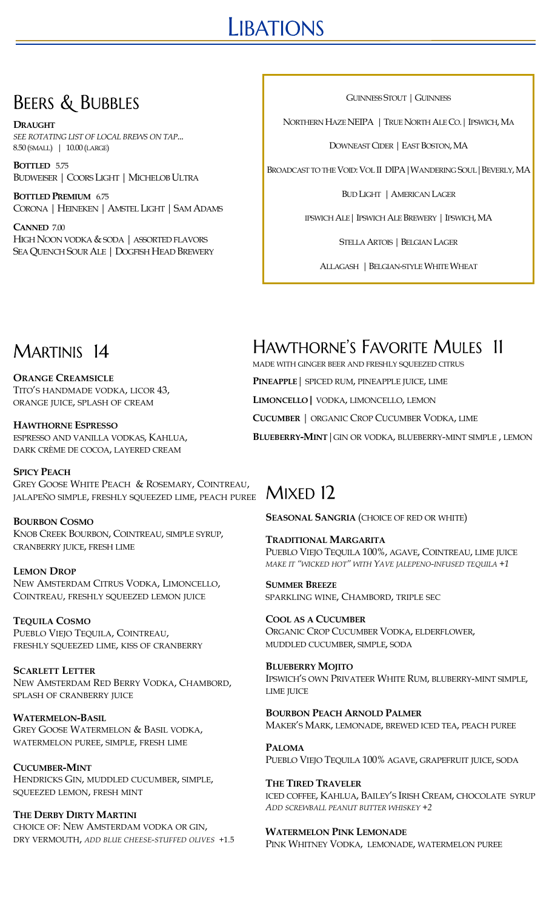# Libations

## Beers & Bubbles

**Draught**
*See rotating list of local brews on tap...*
8.50 (small) | 10.00 (large)

**Bottled** 5.75
Budweiser | Coors Light | Michelob Ultra

**Bottled Premium** 6.75
Corona | Heineken | Amstel Light | Sam Adams

**Canned** 7.00
High Noon vodka & soda | assorted flavors
Sea Quench Sour Ale | Dogfish Head Brewery

Guinness Stout | Guinness

Northern Haze NEIPA | True North Ale Co. | Ipswich, MA

Downeast Cider | East Boston, MA

Broadcast to the Void: Vol II DIPA | Wandering Soul | Beverly, MA

Bud Light | American Lager

Ipswich Ale | Ipswich Ale Brewery | Ipswich, MA

Stella Artois | Belgian Lager

Allagash | Belgian-style White Wheat

## Martinis 14

**Orange Creamsicle**
Tito's handmade vodka, licor 43, orange juice, splash of cream

**Hawthorne Espresso**
espresso and vanilla vodkas, Kahlua, dark crème de cocoa, layered cream

**Spicy Peach**
Grey Goose White Peach & Rosemary, Cointreau, jalapeño simple, freshly squeezed lime, peach puree

**Bourbon Cosmo**
Knob Creek Bourbon, Cointreau, simple syrup, cranberry juice, fresh lime

**Lemon Drop**
New Amsterdam Citrus Vodka, Limoncello, Cointreau, freshly squeezed lemon juice

**Tequila Cosmo**
Pueblo Viejo Tequila, Cointreau, freshly squeezed lime, kiss of cranberry

**Scarlett Letter**
New Amsterdam Red Berry Vodka, Chambord, splash of cranberry juice

**Watermelon-Basil**
Grey Goose Watermelon & Basil vodka, watermelon puree, simple, fresh lime

**Cucumber-Mint**
Hendricks Gin, muddled cucumber, simple, squeezed lemon, fresh mint

**The Derby Dirty Martini**
choice of: New Amsterdam vodka or gin, dry vermouth, *add blue cheese-stuffed olives* +1.5

## Hawthorne's Favorite Mules 11

made with ginger beer and freshly squeezed citrus

**Pineapple** | spiced rum, pineapple juice, lime

**Limoncello** | vodka, limoncello, lemon

**Cucumber** | organic Crop Cucumber Vodka, lime

**Blueberry-Mint** | gin or vodka, blueberry-mint simple, lemon

## Mixed 12

**Seasonal Sangria** (choice of red or white)

**Traditional Margarita**
Pueblo Viejo Tequila 100%, agave, Cointreau, lime juice
*make it "wicked hot" with Yave jalepeno-infused tequila +1*

**Summer Breeze**
sparkling wine, Chambord, triple sec

**Cool as a Cucumber**
Organic Crop Cucumber Vodka, elderflower, muddled cucumber, simple, soda

**Blueberry Mojito**
Ipswich's own Privateer White Rum, bluberry-mint simple, lime juice

**Bourbon Peach Arnold Palmer**
Maker's Mark, lemonade, brewed iced tea, peach puree

**Paloma**
Pueblo Viejo Tequila 100% agave, grapefruit juice, soda

**The Tired Traveler**
iced coffee, Kahlua, Bailey's Irish Cream, chocolate syrup
*add Screwball peanut butter whiskey +2*

**Watermelon Pink Lemonade**
Pink Whitney Vodka, lemonade, watermelon puree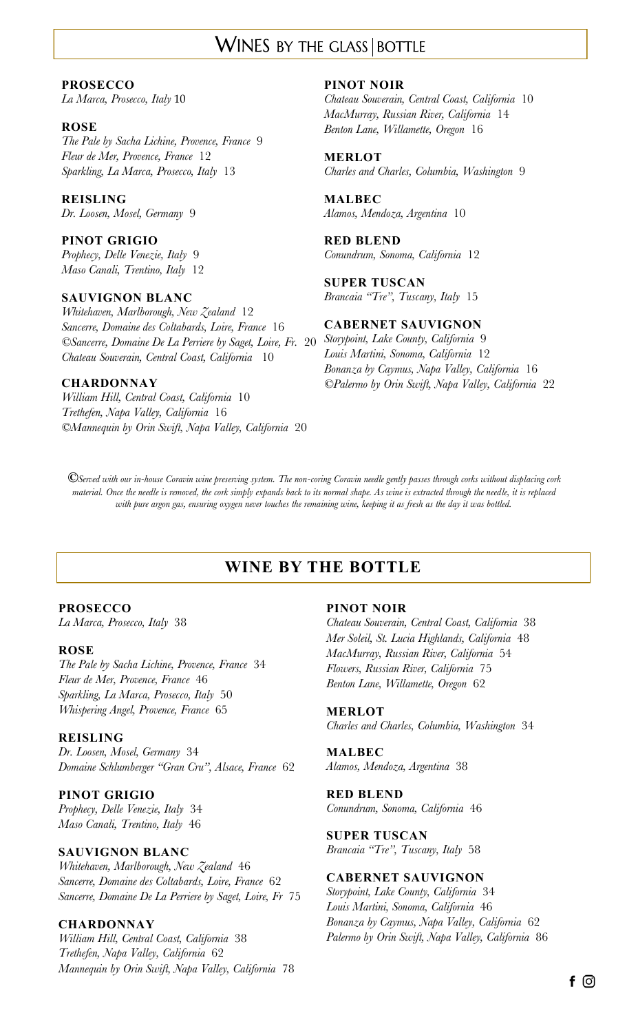## WINES BY THE GLASS | BOTTLE

**PROSECCO**
*La Marca, Prosecco, Italy* 10

**ROSE**
*The Pale by Sacha Lichine, Provence, France* 9
*Fleur de Mer, Provence, France* 12
*Sparkling, La Marca, Prosecco, Italy* 13

**REISLING**
*Dr. Loosen, Mosel, Germany* 9

**PINOT GRIGIO**
*Prophecy, Delle Venezie, Italy* 9
*Maso Canali, Trentino, Italy* 12

**SAUVIGNON BLANC**
*Whitehaven, Marlborough, New Zealand* 12
*Sancerre, Domaine des Coltabards, Loire, France* 16
*©Sancerre, Domaine De La Perriere by Saget, Loire, Fr.* 20
*Chateau Souverain, Central Coast, California* 10

**CHARDONNAY**
*William Hill, Central Coast, California* 10
*Trethefen, Napa Valley, California* 16
*©Mannequin by Orin Swift, Napa Valley, California* 20

**PINOT NOIR**
*Chateau Souverain, Central Coast, California* 10
*MacMurray, Russian River, California* 14
*Benton Lane, Willamette, Oregon* 16

**MERLOT**
*Charles and Charles, Columbia, Washington* 9

**MALBEC**
*Alamos, Mendoza, Argentina* 10

**RED BLEND**
*Conundrum, Sonoma, California* 12

**SUPER TUSCAN**
*Brancaia "Tre", Tuscany, Italy* 15

**CABERNET SAUVIGNON**
*Storypoint, Lake County, California* 9
*Louis Martini, Sonoma, California* 12
*Bonanza by Caymus, Napa Valley, California* 16
*©Palermo by Orin Swift, Napa Valley, California* 22

*©Served with our in-house Coravin wine preserving system. The non-coring Coravin needle gently passes through corks without displacing cork material. Once the needle is removed, the cork simply expands back to its normal shape. As wine is extracted through the needle, it is replaced with pure argon gas, ensuring oxygen never touches the remaining wine, keeping it as fresh as the day it was bottled.*

## WINE BY THE BOTTLE

**PROSECCO**
*La Marca, Prosecco, Italy* 38

**ROSE**
*The Pale by Sacha Lichine, Provence, France* 34
*Fleur de Mer, Provence, France* 46
*Sparkling, La Marca, Prosecco, Italy* 50
*Whispering Angel, Provence, France* 65

**REISLING**
*Dr. Loosen, Mosel, Germany* 34
*Domaine Schlumberger "Gran Cru", Alsace, France* 62

**PINOT GRIGIO**
*Prophecy, Delle Venezie, Italy* 34
*Maso Canali, Trentino, Italy* 46

**SAUVIGNON BLANC**
*Whitehaven, Marlborough, New Zealand* 46
*Sancerre, Domaine des Coltabards, Loire, France* 62
*Sancerre, Domaine De La Perriere by Saget, Loire, Fr* 75

**CHARDONNAY**
*William Hill, Central Coast, California* 38
*Trethefen, Napa Valley, California* 62
*Mannequin by Orin Swift, Napa Valley, California* 78

**PINOT NOIR**
*Chateau Souverain, Central Coast, California* 38
*Mer Soleil, St. Lucia Highlands, California* 48
*MacMurray, Russian River, California* 54
*Flowers, Russian River, California* 75
*Benton Lane, Willamette, Oregon* 62

**MERLOT**
*Charles and Charles, Columbia, Washington* 34

**MALBEC**
*Alamos, Mendoza, Argentina* 38

**RED BLEND**
*Conundrum, Sonoma, California* 46

**SUPER TUSCAN**
*Brancaia "Tre", Tuscany, Italy* 58

**CABERNET SAUVIGNON**
*Storypoint, Lake County, California* 34
*Louis Martini, Sonoma, California* 46
*Bonanza by Caymus, Napa Valley, California* 62
*Palermo by Orin Swift, Napa Valley, California* 86